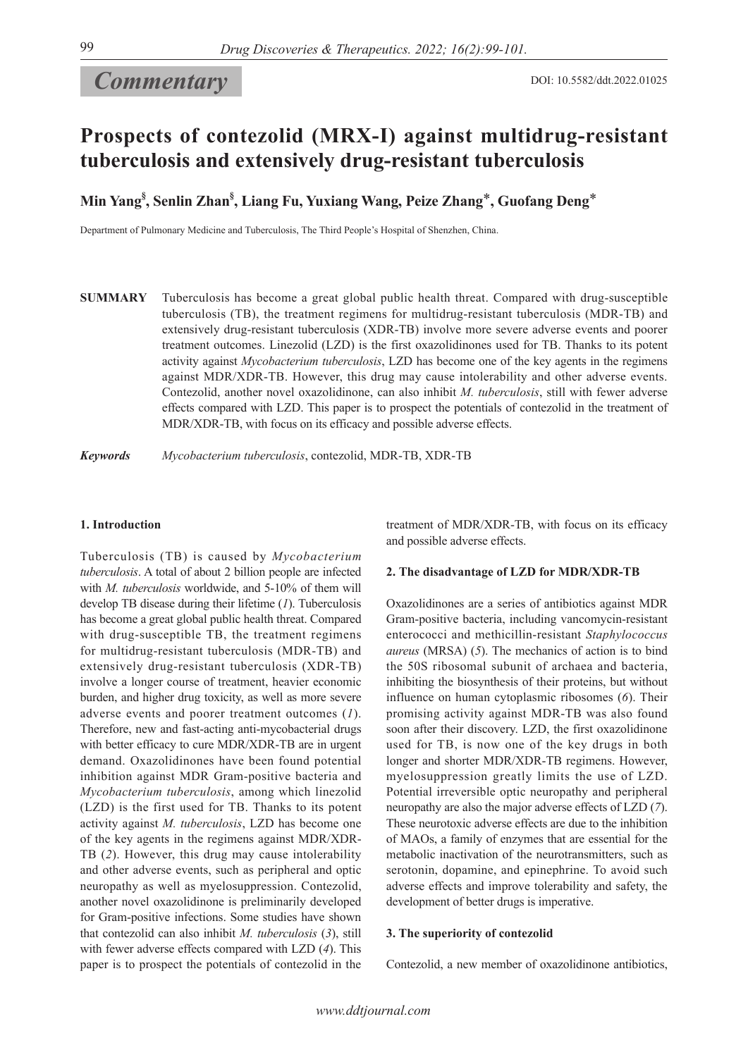*Commentary*

DOI: 10.5582/ddt.2022.01025

# Prospects of contezolid (MRX-I) against multidrug-resistant tuberculosis and extensively drug-resistant tuberculosis

**Min Yang[§], Senlin Zhan[§], Liang Fu, Yuxiang Wang, Peize Zhang[*], Guofang Deng[*]**

Department of Pulmonary Medicine and Tuberculosis, The Third People's Hospital of Shenzhen, China.

**SUMMARY** Tuberculosis has become a great global public health threat. Compared with drug-susceptible tuberculosis (TB), the treatment regimens for multidrug-resistant tuberculosis (MDR-TB) and extensively drug-resistant tuberculosis (XDR-TB) involve more severe adverse events and poorer treatment outcomes. Linezolid (LZD) is the first oxazolidinones used for TB. Thanks to its potent activity against *Mycobacterium tuberculosis*, LZD has become one of the key agents in the regimens against MDR/XDR-TB. However, this drug may cause intolerability and other adverse events. Contezolid, another novel oxazolidinone, can also inhibit *M. tuberculosis*, still with fewer adverse effects compared with LZD. This paper is to prospect the potentials of contezolid in the treatment of MDR/XDR-TB, with focus on its efficacy and possible adverse effects.

***Keywords*** *Mycobacterium tuberculosis*, contezolid, MDR-TB, XDR-TB

## 1. Introduction

Tuberculosis (TB) is caused by *Mycobacterium tuberculosis*. A total of about 2 billion people are infected with *M. tuberculosis* worldwide, and 5-10% of them will develop TB disease during their lifetime (*1*). Tuberculosis has become a great global public health threat. Compared with drug-susceptible TB, the treatment regimens for multidrug-resistant tuberculosis (MDR-TB) and extensively drug-resistant tuberculosis (XDR-TB) involve a longer course of treatment, heavier economic burden, and higher drug toxicity, as well as more severe adverse events and poorer treatment outcomes (*1*). Therefore, new and fast-acting anti-mycobacterial drugs with better efficacy to cure MDR/XDR-TB are in urgent demand. Oxazolidinones have been found potential inhibition against MDR Gram-positive bacteria and *Mycobacterium tuberculosis*, among which linezolid (LZD) is the first used for TB. Thanks to its potent activity against *M. tuberculosis*, LZD has become one of the key agents in the regimens against MDR/XDR-TB (*2*). However, this drug may cause intolerability and other adverse events, such as peripheral and optic neuropathy as well as myelosuppression. Contezolid, another novel oxazolidinone is preliminarily developed for Gram-positive infections. Some studies have shown that contezolid can also inhibit *M. tuberculosis* (*3*), still with fewer adverse effects compared with LZD (*4*). This paper is to prospect the potentials of contezolid in the treatment of MDR/XDR-TB, with focus on its efficacy and possible adverse effects.

## 2. The disadvantage of LZD for MDR/XDR-TB

Oxazolidinones are a series of antibiotics against MDR Gram-positive bacteria, including vancomycin-resistant enterococci and methicillin-resistant *Staphylococcus aureus* (MRSA) (*5*). The mechanics of action is to bind the 50S ribosomal subunit of archaea and bacteria, inhibiting the biosynthesis of their proteins, but without influence on human cytoplasmic ribosomes (*6*). Their promising activity against MDR-TB was also found soon after their discovery. LZD, the first oxazolidinone used for TB, is now one of the key drugs in both longer and shorter MDR/XDR-TB regimens. However, myelosuppression greatly limits the use of LZD. Potential irreversible optic neuropathy and peripheral neuropathy are also the major adverse effects of LZD (*7*). These neurotoxic adverse effects are due to the inhibition of MAOs, a family of enzymes that are essential for the metabolic inactivation of the neurotransmitters, such as serotonin, dopamine, and epinephrine. To avoid such adverse effects and improve tolerability and safety, the development of better drugs is imperative.

## 3. The superiority of contezolid

Contezolid, a new member of oxazolidinone antibiotics,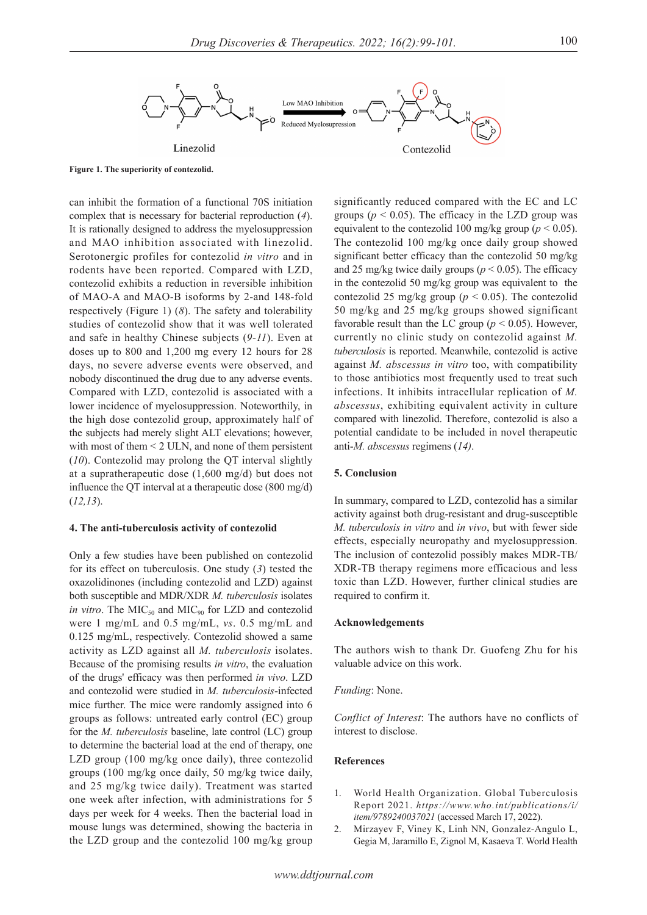Figure 1. The superiority of contezolid.

can inhibit the formation of a functional 70S initiation complex that is necessary for bacterial reproduction (*4*). It is rationally designed to address the myelosuppression and MAO inhibition associated with linezolid. Serotonergic profiles for contezolid *in vitro* and in rodents have been reported. Compared with LZD, contezolid exhibits a reduction in reversible inhibition of MAO-A and MAO-B isoforms by 2-and 148-fold respectively (Figure 1) (*8*). The safety and tolerability studies of contezolid show that it was well tolerated and safe in healthy Chinese subjects (*9-11*). Even at doses up to 800 and 1,200 mg every 12 hours for 28 days, no severe adverse events were observed, and nobody discontinued the drug due to any adverse events. Compared with LZD, contezolid is associated with a lower incidence of myelosuppression. Noteworthily, in the high dose contezolid group, approximately half of the subjects had merely slight ALT elevations; however, with most of them < 2 ULN, and none of them persistent (*10*). Contezolid may prolong the QT interval slightly at a supratherapeutic dose (1,600 mg/d) but does not influence the QT interval at a therapeutic dose (800 mg/d) (*12,13*).

## 4. The anti-tuberculosis activity of contezolid

Only a few studies have been published on contezolid for its effect on tuberculosis. One study (*3*) tested the oxazolidinones (including contezolid and LZD) against both susceptible and MDR/XDR *M. tuberculosis* isolates *in vitro*. The $MIC_{50}$ and $MIC_{90}$ for LZD and contezolid were 1 mg/mL and 0.5 mg/mL, *vs*. 0.5 mg/mL and 0.125 mg/mL, respectively. Contezolid showed a same activity as LZD against all *M. tuberculosis* isolates. Because of the promising results *in vitro*, the evaluation of the drugs' efficacy was then performed *in vivo*. LZD and contezolid were studied in *M. tuberculosis*-infected mice further. The mice were randomly assigned into 6 groups as follows: untreated early control (EC) group for the *M. tuberculosis* baseline, late control (LC) group to determine the bacterial load at the end of therapy, one LZD group (100 mg/kg once daily), three contezolid groups (100 mg/kg once daily, 50 mg/kg twice daily, and 25 mg/kg twice daily). Treatment was started one week after infection, with administrations for 5 days per week for 4 weeks. Then the bacterial load in mouse lungs was determined, showing the bacteria in the LZD group and the contezolid 100 mg/kg group significantly reduced compared with the EC and LC groups ($p < 0.05$). The efficacy in the LZD group was equivalent to the contezolid 100 mg/kg group ($p < 0.05$). The contezolid 100 mg/kg once daily group showed significant better efficacy than the contezolid 50 mg/kg and 25 mg/kg twice daily groups ($p < 0.05$). The efficacy in the contezolid 50 mg/kg group was equivalent to the contezolid 25 mg/kg group ($p < 0.05$). The contezolid 50 mg/kg and 25 mg/kg groups showed significant favorable result than the LC group ($p < 0.05$). However, currently no clinic study on contezolid against *M. tuberculosis* is reported. Meanwhile, contezolid is active against *M. abscessus in vitro* too, with compatibility to those antibiotics most frequently used to treat such infections. It inhibits intracellular replication of *M. abscessus*, exhibiting equivalent activity in culture compared with linezolid. Therefore, contezolid is also a potential candidate to be included in novel therapeutic anti-*M. abscessus* regimens (*14*).

## 5. Conclusion

In summary, compared to LZD, contezolid has a similar activity against both drug-resistant and drug-susceptible *M. tuberculosis in vitro* and *in vivo*, but with fewer side effects, especially neuropathy and myelosuppression. The inclusion of contezolid possibly makes MDR-TB/XDR-TB therapy regimens more efficacious and less toxic than LZD. However, further clinical studies are required to confirm it.

## Acknowledgements

The authors wish to thank Dr. Guofeng Zhu for his valuable advice on this work.

*Funding*: None.

*Conflict of Interest*: The authors have no conflicts of interest to disclose.

## References

1. World Health Organization. Global Tuberculosis Report 2021. *https://www.who.int/publications/i/item/9789240037021* (accessed March 17, 2022).
2. Mirzayev F, Viney K, Linh NN, Gonzalez-Angulo L, Gegia M, Jaramillo E, Zignol M, Kasaeva T. World Health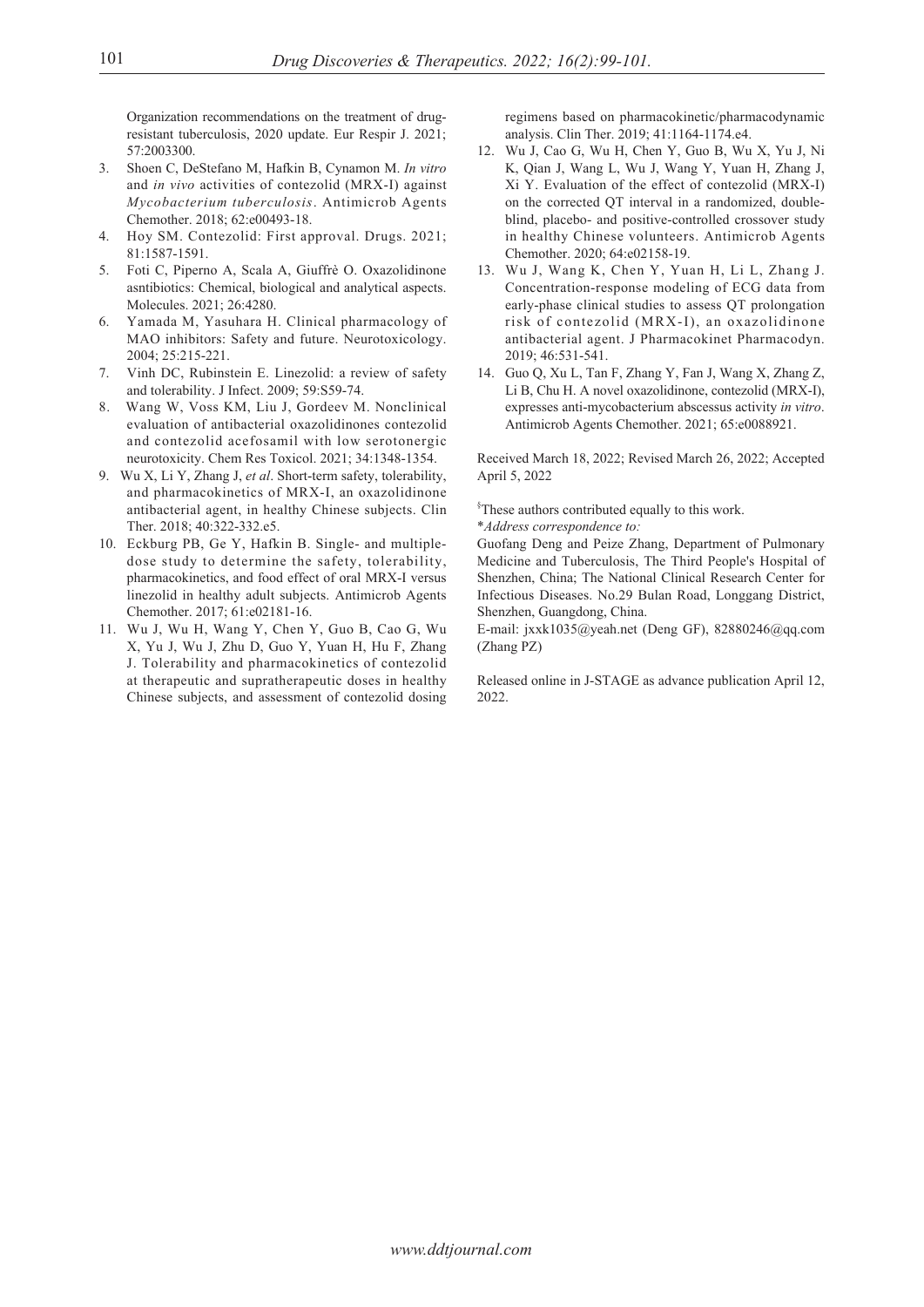Organization recommendations on the treatment of drug-resistant tuberculosis, 2020 update. Eur Respir J. 2021; 57:2003300.

3. Shoen C, DeStefano M, Hafkin B, Cynamon M. *In vitro* and *in vivo* activities of contezolid (MRX-I) against *Mycobacterium tuberculosis*. Antimicrob Agents Chemother. 2018; 62:e00493-18.
4. Hoy SM. Contezolid: First approval. Drugs. 2021; 81:1587-1591.
5. Foti C, Piperno A, Scala A, Giuffrè O. Oxazolidinone asntibiotics: Chemical, biological and analytical aspects. Molecules. 2021; 26:4280.
6. Yamada M, Yasuhara H. Clinical pharmacology of MAO inhibitors: Safety and future. Neurotoxicology. 2004; 25:215-221.
7. Vinh DC, Rubinstein E. Linezolid: a review of safety and tolerability. J Infect. 2009; 59:S59-74.
8. Wang W, Voss KM, Liu J, Gordeev M. Nonclinical evaluation of antibacterial oxazolidinones contezolid and contezolid acefosamil with low serotonergic neurotoxicity. Chem Res Toxicol. 2021; 34:1348-1354.
9. Wu X, Li Y, Zhang J, *et al*. Short-term safety, tolerability, and pharmacokinetics of MRX-I, an oxazolidinone antibacterial agent, in healthy Chinese subjects. Clin Ther. 2018; 40:322-332.e5.
10. Eckburg PB, Ge Y, Hafkin B. Single- and multiple-dose study to determine the safety, tolerability, pharmacokinetics, and food effect of oral MRX-I versus linezolid in healthy adult subjects. Antimicrob Agents Chemother. 2017; 61:e02181-16.
11. Wu J, Wu H, Wang Y, Chen Y, Guo B, Cao G, Wu X, Yu J, Wu J, Zhu D, Guo Y, Yuan H, Hu F, Zhang J. Tolerability and pharmacokinetics of contezolid at therapeutic and supratherapeutic doses in healthy Chinese subjects, and assessment of contezolid dosing regimens based on pharmacokinetic/pharmacodynamic analysis. Clin Ther. 2019; 41:1164-1174.e4.
12. Wu J, Cao G, Wu H, Chen Y, Guo B, Wu X, Yu J, Ni K, Qian J, Wang L, Wu J, Wang Y, Yuan H, Zhang J, Xi Y. Evaluation of the effect of contezolid (MRX-I) on the corrected QT interval in a randomized, double-blind, placebo- and positive-controlled crossover study in healthy Chinese volunteers. Antimicrob Agents Chemother. 2020; 64:e02158-19.
13. Wu J, Wang K, Chen Y, Yuan H, Li L, Zhang J. Concentration-response modeling of ECG data from early-phase clinical studies to assess QT prolongation risk of contezolid (MRX-I), an oxazolidinone antibacterial agent. J Pharmacokinet Pharmacodyn. 2019; 46:531-541.
14. Guo Q, Xu L, Tan F, Zhang Y, Fan J, Wang X, Zhang Z, Li B, Chu H. A novel oxazolidinone, contezolid (MRX-I), expresses anti-mycobacterium abscessus activity *in vitro*. Antimicrob Agents Chemother. 2021; 65:e0088921.

Received March 18, 2022; Revised March 26, 2022; Accepted April 5, 2022

[§]These authors contributed equally to this work.

\**Address correspondence to:*

Guofang Deng and Peize Zhang, Department of Pulmonary Medicine and Tuberculosis, The Third People's Hospital of Shenzhen, China; The National Clinical Research Center for Infectious Diseases. No.29 Bulan Road, Longgang District, Shenzhen, Guangdong, China.

E-mail: jxxk1035@yeah.net (Deng GF), 82880246@qq.com (Zhang PZ)

Released online in J-STAGE as advance publication April 12, 2022.